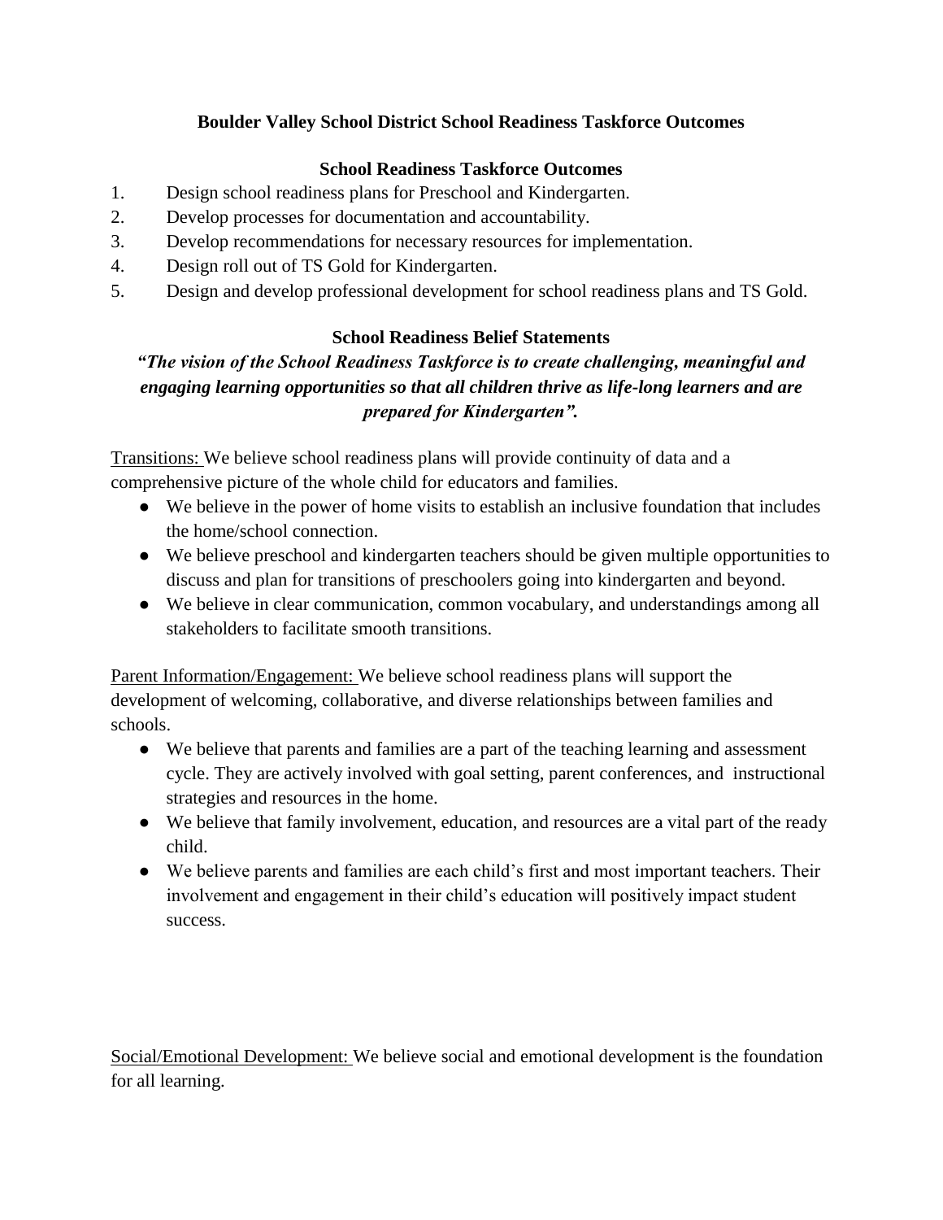# Boulder Valley School District School Readiness Taskforce Outcomes

## School Readiness Taskforce Outcomes

1. Design school readiness plans for Preschool and Kindergarten.
2. Develop processes for documentation and accountability.
3. Develop recommendations for necessary resources for implementation.
4. Design roll out of TS Gold for Kindergarten.
5. Design and develop professional development for school readiness plans and TS Gold.

## School Readiness Belief Statements

***"The vision of the School Readiness Taskforce is to create challenging, meaningful and engaging learning opportunities so that all children thrive as life-long learners and are prepared for Kindergarten".***

<u>Transitions:</u> We believe school readiness plans will provide continuity of data and a comprehensive picture of the whole child for educators and families.

- We believe in the power of home visits to establish an inclusive foundation that includes the home/school connection.
- We believe preschool and kindergarten teachers should be given multiple opportunities to discuss and plan for transitions of preschoolers going into kindergarten and beyond.
- We believe in clear communication, common vocabulary, and understandings among all stakeholders to facilitate smooth transitions.

<u>Parent Information/Engagement:</u> We believe school readiness plans will support the development of welcoming, collaborative, and diverse relationships between families and schools.

- We believe that parents and families are a part of the teaching learning and assessment cycle. They are actively involved with goal setting, parent conferences, and instructional strategies and resources in the home.
- We believe that family involvement, education, and resources are a vital part of the ready child.
- We believe parents and families are each child's first and most important teachers. Their involvement and engagement in their child's education will positively impact student success.

<u>Social/Emotional Development:</u> We believe social and emotional development is the foundation for all learning.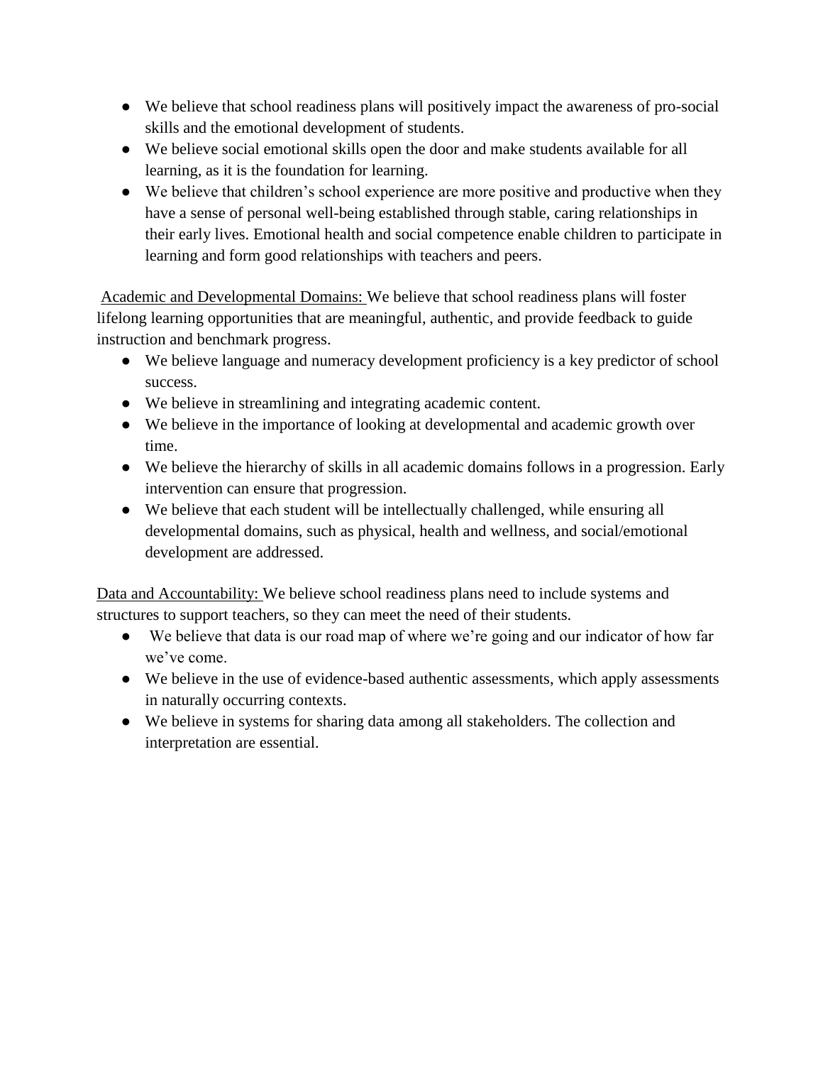- We believe that school readiness plans will positively impact the awareness of pro-social skills and the emotional development of students.
- We believe social emotional skills open the door and make students available for all learning, as it is the foundation for learning.
- We believe that children's school experience are more positive and productive when they have a sense of personal well-being established through stable, caring relationships in their early lives. Emotional health and social competence enable children to participate in learning and form good relationships with teachers and peers.

<u>Academic and Developmental Domains:</u> We believe that school readiness plans will foster lifelong learning opportunities that are meaningful, authentic, and provide feedback to guide instruction and benchmark progress.

- We believe language and numeracy development proficiency is a key predictor of school success.
- We believe in streamlining and integrating academic content.
- We believe in the importance of looking at developmental and academic growth over time.
- We believe the hierarchy of skills in all academic domains follows in a progression. Early intervention can ensure that progression.
- We believe that each student will be intellectually challenged, while ensuring all developmental domains, such as physical, health and wellness, and social/emotional development are addressed.

<u>Data and Accountability:</u> We believe school readiness plans need to include systems and structures to support teachers, so they can meet the need of their students.

- We believe that data is our road map of where we're going and our indicator of how far we've come.
- We believe in the use of evidence-based authentic assessments, which apply assessments in naturally occurring contexts.
- We believe in systems for sharing data among all stakeholders. The collection and interpretation are essential.